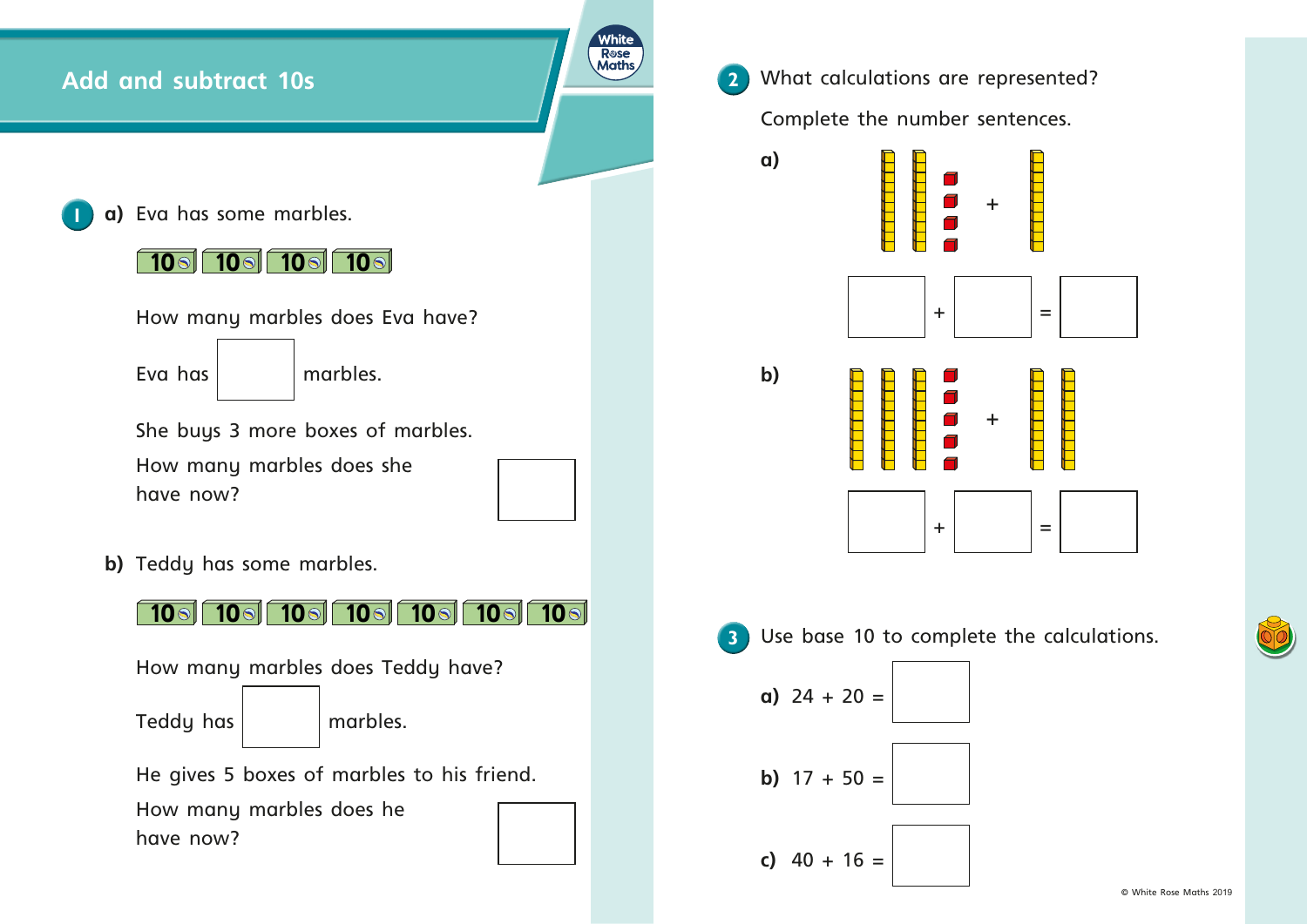# Add and subtract 10s

**1** **a)** Eva has some marbles.

10 10 10 10

How many marbles does Eva have?

Eva has ☐ marbles.

She buys 3 more boxes of marbles.

How many marbles does she have now? ☐

**b)** Teddy has some marbles.

10 10 10 10 10 10 10

How many marbles does Teddy have?

Teddy has ☐ marbles.

He gives 5 boxes of marbles to his friend.

How many marbles does he have now? ☐

**2** What calculations are represented?

Complete the number sentences.

**a)**

☐ + ☐ = ☐

**b)**

☐ + ☐ = ☐

**3** Use base 10 to complete the calculations.

**a)** 24 + 20 = ☐

**b)** 17 + 50 = ☐

**c)** 40 + 16 = ☐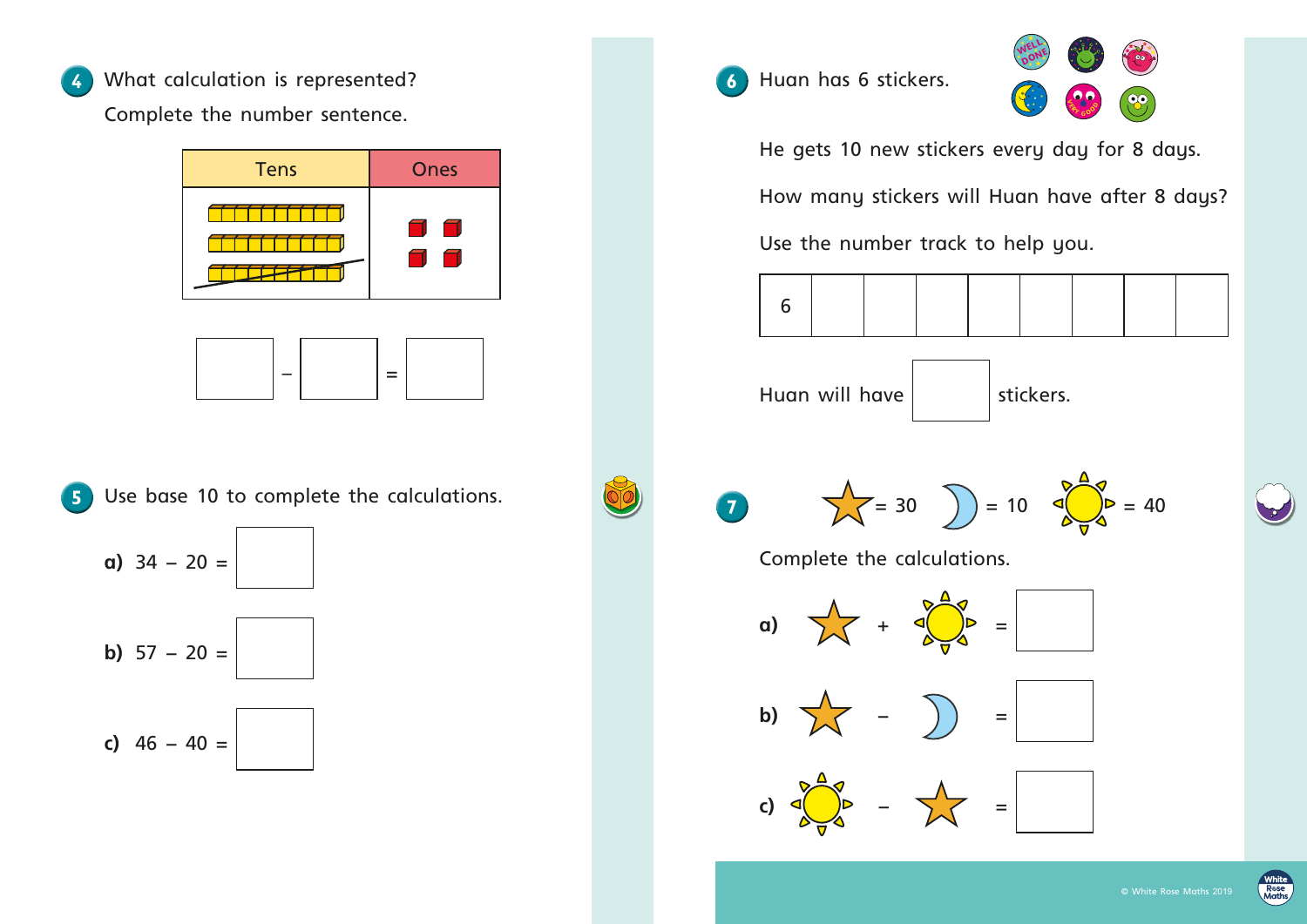**4** What calculation is represented?

Complete the number sentence.

| Tens | Ones |
|---|---|
| | |

☐ − ☐ = ☐

**5** Use base 10 to complete the calculations.

**a)** 34 − 20 = ☐

**b)** 57 − 20 = ☐

**c)** 46 − 40 = ☐

**6** Huan has 6 stickers.

He gets 10 new stickers every day for 8 days.

How many stickers will Huan have after 8 days?

Use the number track to help you.

| | | | | | | | | |
|---|---|---|---|---|---|---|---|---|
| 6 | | | | | | | | |

Huan will have ☐ stickers.

**7** ★ = 30 ☽ = 10 ☀ = 40

Complete the calculations.

**a)** ★ + ☀ = ☐

**b)** ★ − ☽ = ☐

**c)** ☀ − ★ = ☐

© White Rose Maths 2019